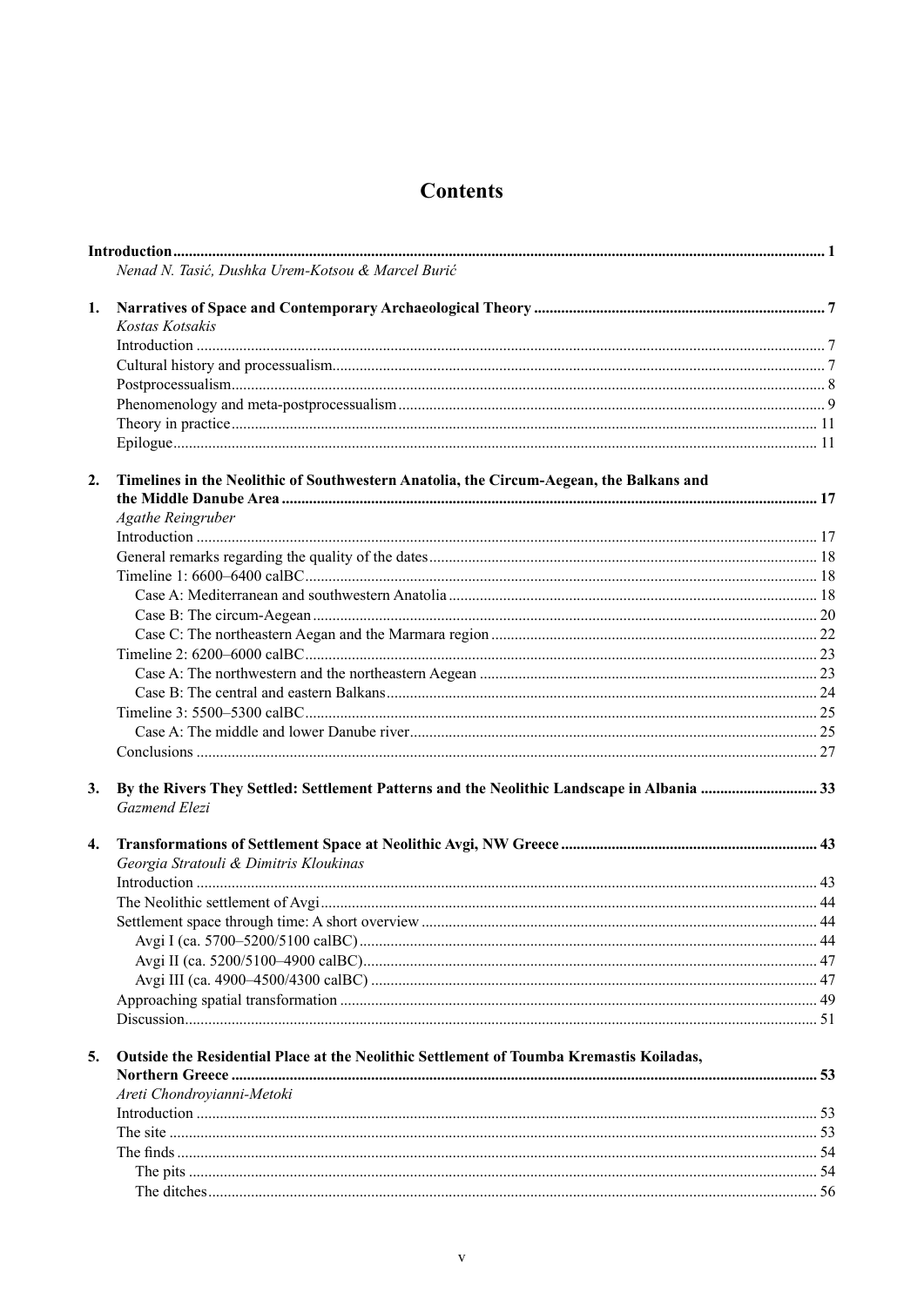# Contents

**Introduction** ........................................................................................................................................... **1**
*Nenad N. Tasić, Dushka Urem-Kotsou & Marcel Burić*

**1. Narratives of Space and Contemporary Archaeological Theory** ......................................................... **7**
*Kostas Kotsakis*
Introduction ........................................................................................................................................... 7
Cultural history and processualism........................................................................................................ 7
Postprocessualism.................................................................................................................................. 8
Phenomenology and meta-postprocessualism ........................................................................................ 9
Theory in practice ................................................................................................................................. 11
Epilogue................................................................................................................................................ 11

**2. Timelines in the Neolithic of Southwestern Anatolia, the Circum-Aegean, the Balkans and the Middle Danube Area** ............................................................................................................................... **17**
*Agathe Reingruber*
Introduction .......................................................................................................................................... 17
General remarks regarding the quality of the dates ............................................................................... 18
Timeline 1: 6600–6400 calBC................................................................................................................ 18
&nbsp;&nbsp;&nbsp;&nbsp;Case A: Mediterranean and southwestern Anatolia ........................................................................... 18
&nbsp;&nbsp;&nbsp;&nbsp;Case B: The circum-Aegean .............................................................................................................. 20
&nbsp;&nbsp;&nbsp;&nbsp;Case C: The northeastern Aegean and the Marmara region ................................................................ 22
Timeline 2: 6200–6000 calBC................................................................................................................ 23
&nbsp;&nbsp;&nbsp;&nbsp;Case A: The northwestern and the northeastern Aegean .................................................................... 23
&nbsp;&nbsp;&nbsp;&nbsp;Case B: The central and eastern Balkans........................................................................................... 24
Timeline 3: 5500–5300 calBC................................................................................................................ 25
&nbsp;&nbsp;&nbsp;&nbsp;Case A: The middle and lower Danube river..................................................................................... 25
Conclusions .......................................................................................................................................... 27

**3. By the Rivers They Settled: Settlement Patterns and the Neolithic Landscape in Albania** ................. **33**
*Gazmend Elezi*

**4. Transformations of Settlement Space at Neolithic Avgi, NW Greece** ................................................. **43**
*Georgia Stratouli & Dimitris Kloukinas*
Introduction .......................................................................................................................................... 43
The Neolithic settlement of Avgi........................................................................................................... 44
Settlement space through time: A short overview ................................................................................. 44
&nbsp;&nbsp;&nbsp;&nbsp;Avgi I (ca. 5700–5200/5100 calBC).................................................................................................. 44
&nbsp;&nbsp;&nbsp;&nbsp;Avgi II (ca. 5200/5100–4900 calBC)................................................................................................. 47
&nbsp;&nbsp;&nbsp;&nbsp;Avgi III (ca. 4900–4500/4300 calBC) ............................................................................................... 47
Approaching spatial transformation ...................................................................................................... 49
Discussion............................................................................................................................................. 51

**5. Outside the Residential Place at the Neolithic Settlement of Toumba Kremastis Koiladas, Northern Greece** ........................................................................................................................................ **53**
*Areti Chondroyianni-Metoki*
Introduction .......................................................................................................................................... 53
The site ................................................................................................................................................. 53
The finds ............................................................................................................................................... 54
&nbsp;&nbsp;&nbsp;&nbsp;The pits ............................................................................................................................................. 54
&nbsp;&nbsp;&nbsp;&nbsp;The ditches........................................................................................................................................ 56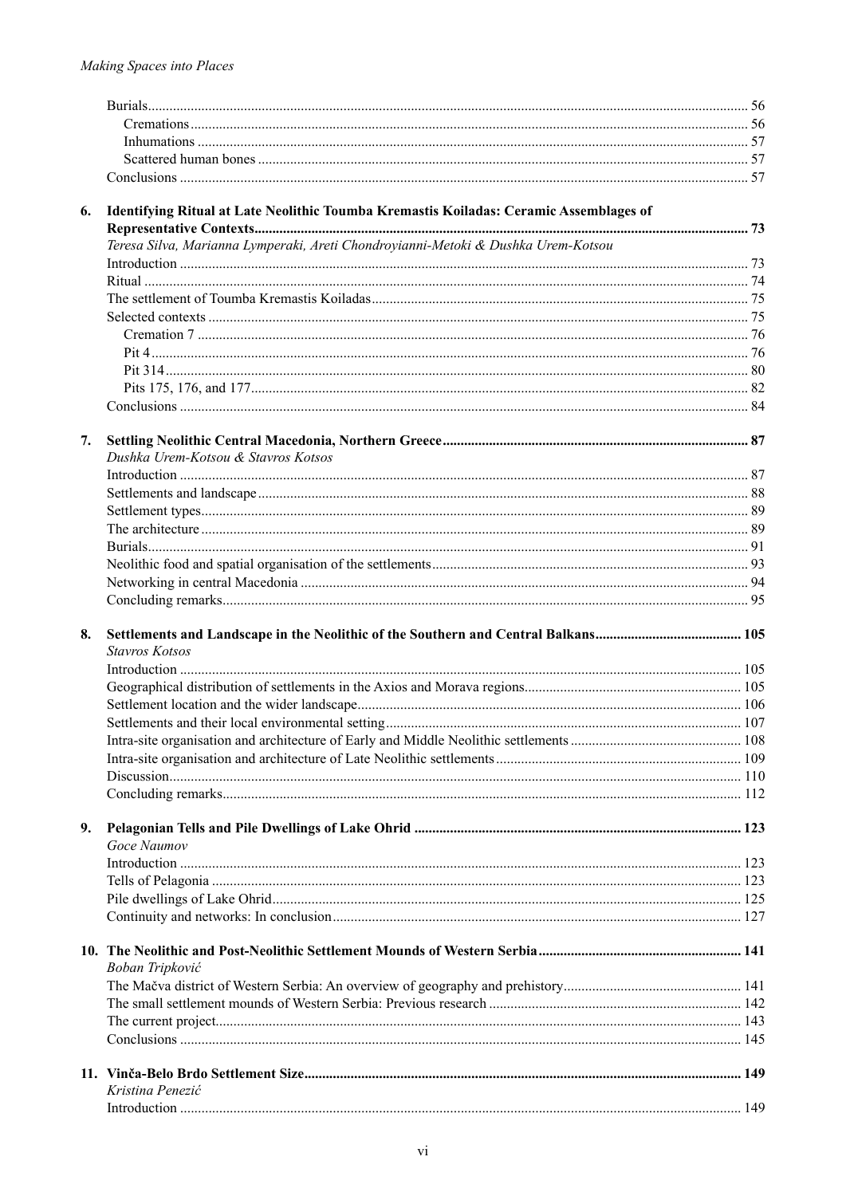- Burials ... 56
  - Cremations ... 56
  - Inhumations ... 57
  - Scattered human bones ... 57
- Conclusions ... 57

**6. Identifying Ritual at Late Neolithic Toumba Kremastis Koiladas: Ceramic Assemblages of Representative Contexts ... 73**

*Teresa Silva, Marianna Lymperaki, Areti Chondroyianni-Metoki & Dushka Urem-Kotsou*

- Introduction ... 73
- Ritual ... 74
- The settlement of Toumba Kremastis Koiladas ... 75
- Selected contexts ... 75
  - Cremation 7 ... 76
  - Pit 4 ... 76
  - Pit 314 ... 80
  - Pits 175, 176, and 177 ... 82
- Conclusions ... 84

**7. Settling Neolithic Central Macedonia, Northern Greece ... 87**

*Dushka Urem-Kotsou & Stavros Kotsos*

- Introduction ... 87
- Settlements and landscape ... 88
- Settlement types ... 89
- The architecture ... 89
- Burials ... 91
- Neolithic food and spatial organisation of the settlements ... 93
- Networking in central Macedonia ... 94
- Concluding remarks ... 95

**8. Settlements and Landscape in the Neolithic of the Southern and Central Balkans ... 105**

*Stavros Kotsos*

- Introduction ... 105
- Geographical distribution of settlements in the Axios and Morava regions ... 105
- Settlement location and the wider landscape ... 106
- Settlements and their local environmental setting ... 107
- Intra-site organisation and architecture of Early and Middle Neolithic settlements ... 108
- Intra-site organisation and architecture of Late Neolithic settlements ... 109
- Discussion ... 110
- Concluding remarks ... 112

**9. Pelagonian Tells and Pile Dwellings of Lake Ohrid ... 123**

*Goce Naumov*

- Introduction ... 123
- Tells of Pelagonia ... 123
- Pile dwellings of Lake Ohrid ... 125
- Continuity and networks: In conclusion ... 127

**10. The Neolithic and Post-Neolithic Settlement Mounds of Western Serbia ... 141**

*Boban Tripković*

- The Mačva district of Western Serbia: An overview of geography and prehistory ... 141
- The small settlement mounds of Western Serbia: Previous research ... 142
- The current project ... 143
- Conclusions ... 145

**11. Vinča-Belo Brdo Settlement Size ... 149**

*Kristina Penezić*

- Introduction ... 149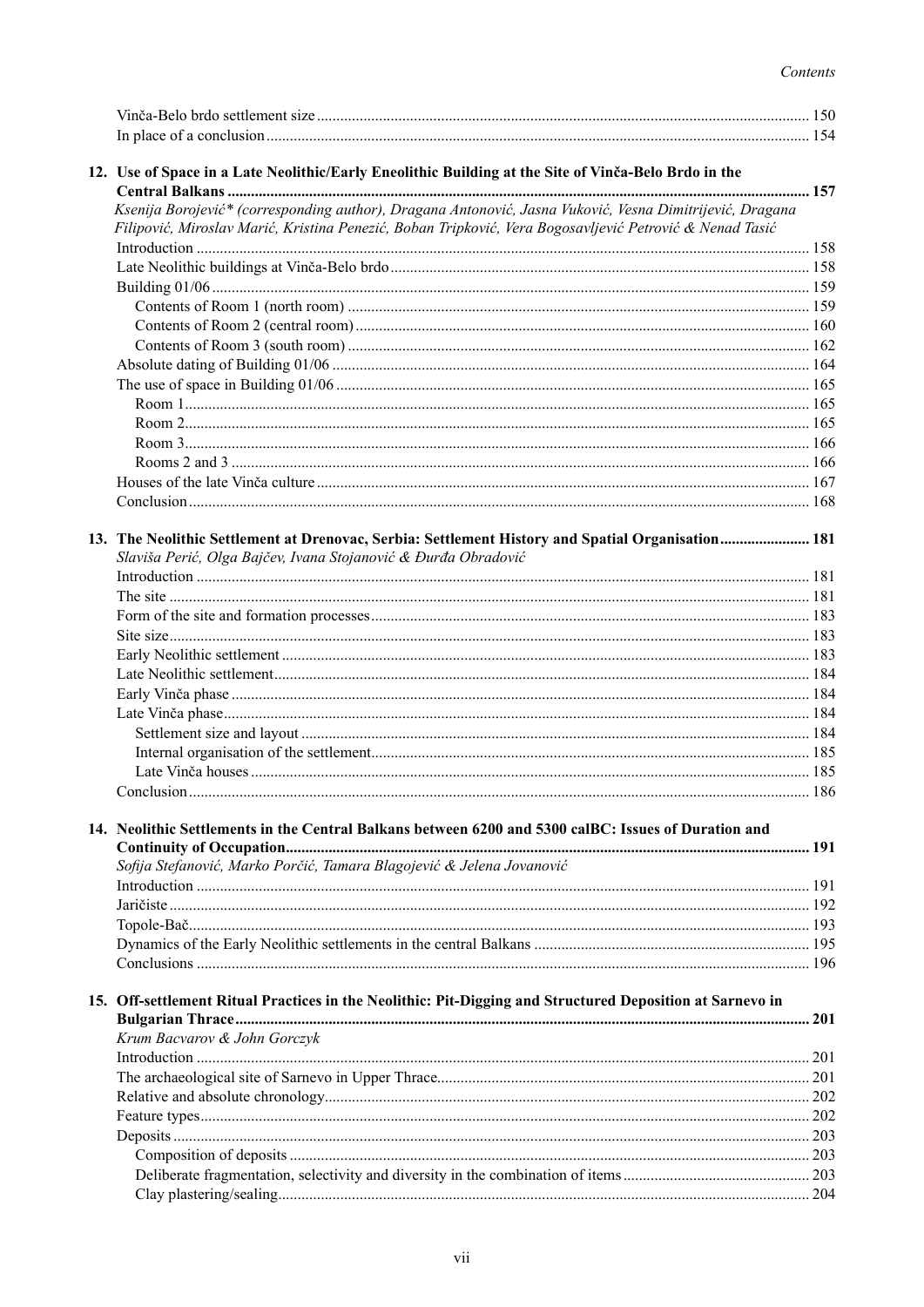Vinča-Belo brdo settlement size ..... 150
In place of a conclusion ..... 154

**12. Use of Space in a Late Neolithic/Early Eneolithic Building at the Site of Vinča-Belo Brdo in the Central Balkans ..... 157**

*Ksenija Borojević\* (corresponding author), Dragana Antonović, Jasna Vuković, Vesna Dimitrijević, Dragana Filipović, Miroslav Marić, Kristina Penezić, Boban Tripković, Vera Bogosavljević Petrović & Nenad Tasić*

Introduction ..... 158
Late Neolithic buildings at Vinča-Belo brdo ..... 158
Building 01/06 ..... 159
- Contents of Room 1 (north room) ..... 159
- Contents of Room 2 (central room) ..... 160
- Contents of Room 3 (south room) ..... 162

Absolute dating of Building 01/06 ..... 164
The use of space in Building 01/06 ..... 165
- Room 1 ..... 165
- Room 2 ..... 165
- Room 3 ..... 166
- Rooms 2 and 3 ..... 166

Houses of the late Vinča culture ..... 167
Conclusion ..... 168

**13. The Neolithic Settlement at Drenovac, Serbia: Settlement History and Spatial Organisation ..... 181**

*Slaviša Perić, Olga Bajčev, Ivana Stojanović & Đurđa Obradović*

Introduction ..... 181
The site ..... 181
Form of the site and formation processes ..... 183
Site size ..... 183
Early Neolithic settlement ..... 183
Late Neolithic settlement ..... 184
Early Vinča phase ..... 184
Late Vinča phase ..... 184
- Settlement size and layout ..... 184
- Internal organisation of the settlement ..... 185
- Late Vinča houses ..... 185

Conclusion ..... 186

**14. Neolithic Settlements in the Central Balkans between 6200 and 5300 calBC: Issues of Duration and Continuity of Occupation ..... 191**

*Sofija Stefanović, Marko Porčić, Tamara Blagojević & Jelena Jovanović*

Introduction ..... 191
Jaričiste ..... 192
Topole-Bač ..... 193
Dynamics of the Early Neolithic settlements in the central Balkans ..... 195
Conclusions ..... 196

**15. Off-settlement Ritual Practices in the Neolithic: Pit-Digging and Structured Deposition at Sarnevo in Bulgarian Thrace ..... 201**

*Krum Bacvarov & John Gorczyk*

Introduction ..... 201
The archaeological site of Sarnevo in Upper Thrace ..... 201
Relative and absolute chronology ..... 202
Feature types ..... 202
Deposits ..... 203
- Composition of deposits ..... 203
- Deliberate fragmentation, selectivity and diversity in the combination of items ..... 203
- Clay plastering/sealing ..... 204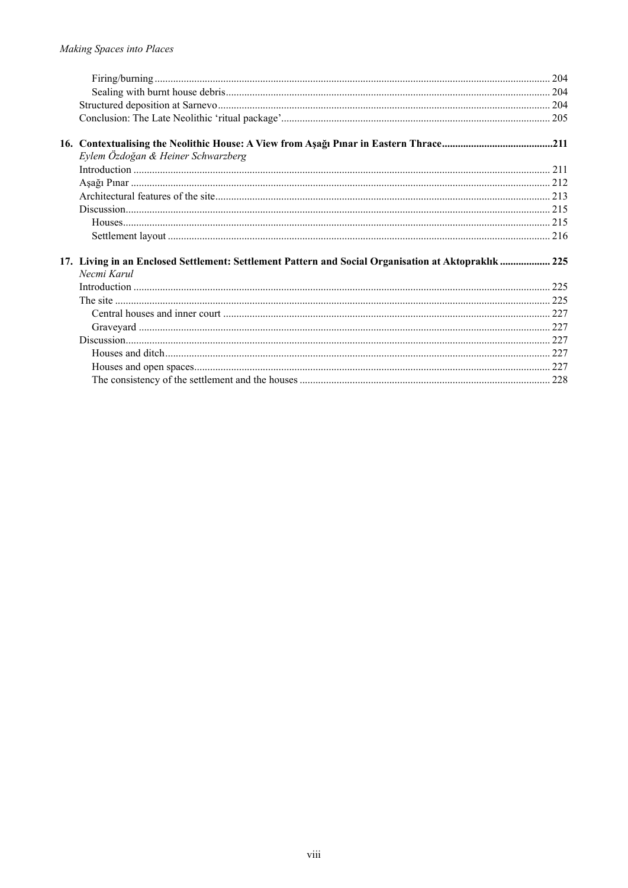Firing/burning ..................................................................................................................................... 204
Sealing with burnt house debris.......................................................................................................... 204
Structured deposition at Sarnevo............................................................................................................. 204
Conclusion: The Late Neolithic 'ritual package'..................................................................................... 205

**16. Contextualising the Neolithic House: A View from Aşağı Pınar in Eastern Thrace..........................................211**
*Eylem Özdoğan & Heiner Schwarzberg*
Introduction ............................................................................................................................................. 211
Aşağı Pınar .............................................................................................................................................. 212
Architectural features of the site.............................................................................................................. 213
Discussion................................................................................................................................................ 215
Houses................................................................................................................................................. 215
Settlement layout ................................................................................................................................ 216

**17. Living in an Enclosed Settlement: Settlement Pattern and Social Organisation at Aktopraklık .................. 225**
*Necmi Karul*
Introduction ............................................................................................................................................. 225
The site .................................................................................................................................................... 225
Central houses and inner court ........................................................................................................... 227
Graveyard ........................................................................................................................................... 227
Discussion................................................................................................................................................ 227
Houses and ditch................................................................................................................................. 227
Houses and open spaces...................................................................................................................... 227
The consistency of the settlement and the houses .............................................................................. 228